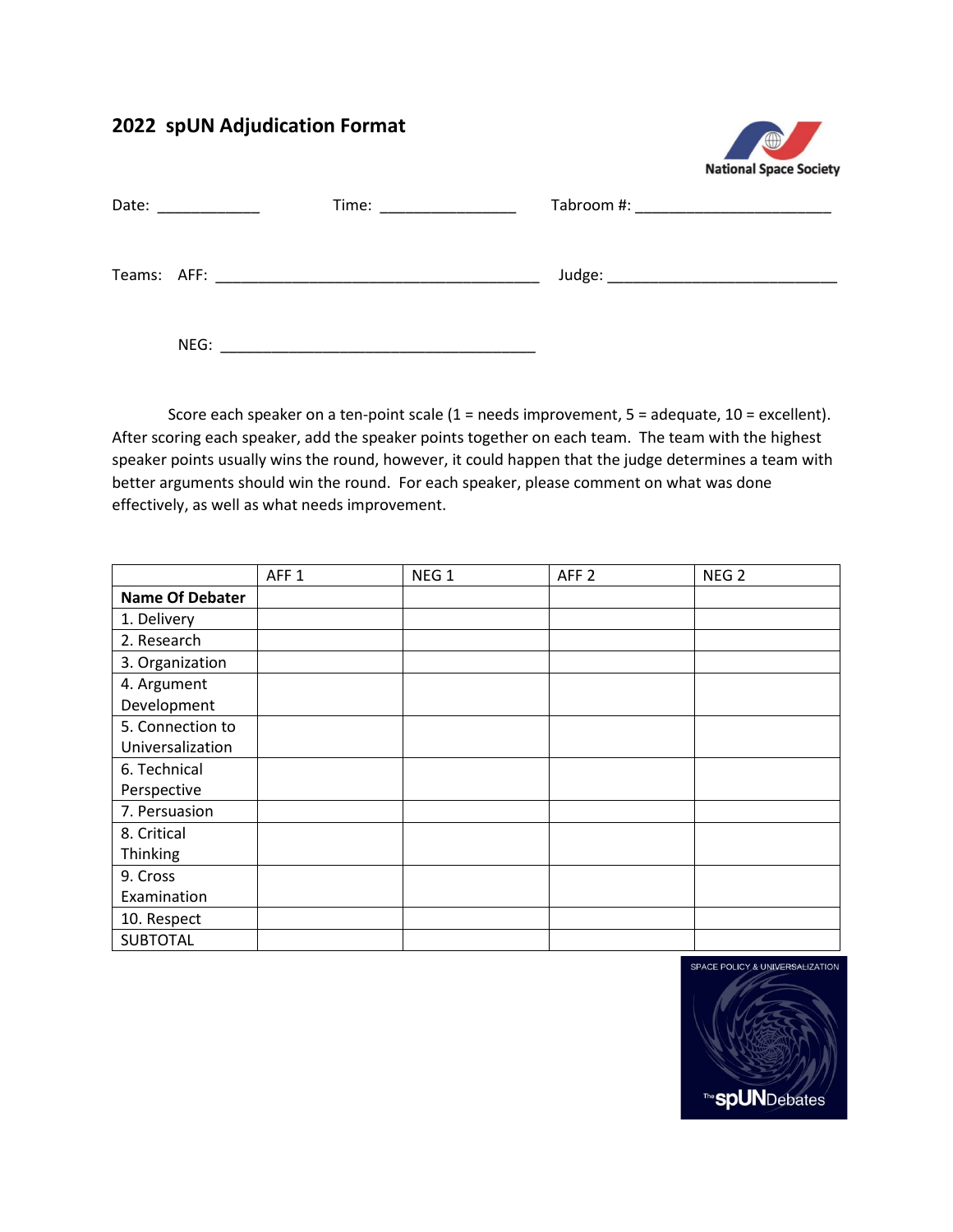# 2022 spUN Adjudication Format

National Space Society

Date: ____________ Time: ________________ Tabroom #: ______________________

Teams: AFF: ______________________________________ Judge: __________________________

NEG: ______________________________________

Score each speaker on a ten-point scale (1 = needs improvement, 5 = adequate, 10 = excellent). After scoring each speaker, add the speaker points together on each team. The team with the highest speaker points usually wins the round, however, it could happen that the judge determines a team with better arguments should win the round. For each speaker, please comment on what was done effectively, as well as what needs improvement.

| | AFF 1 | NEG 1 | AFF 2 | NEG 2 |
|---|---|---|---|---|
| **Name Of Debater** | | | | |
| 1. Delivery | | | | |
| 2. Research | | | | |
| 3. Organization | | | | |
| 4. Argument Development | | | | |
| 5. Connection to Universalization | | | | |
| 6. Technical Perspective | | | | |
| 7. Persuasion | | | | |
| 8. Critical Thinking | | | | |
| 9. Cross Examination | | | | |
| 10. Respect | | | | |
| SUBTOTAL | | | | |

SPACE POLICY & UNIVERSALIZATION

The spUNDebates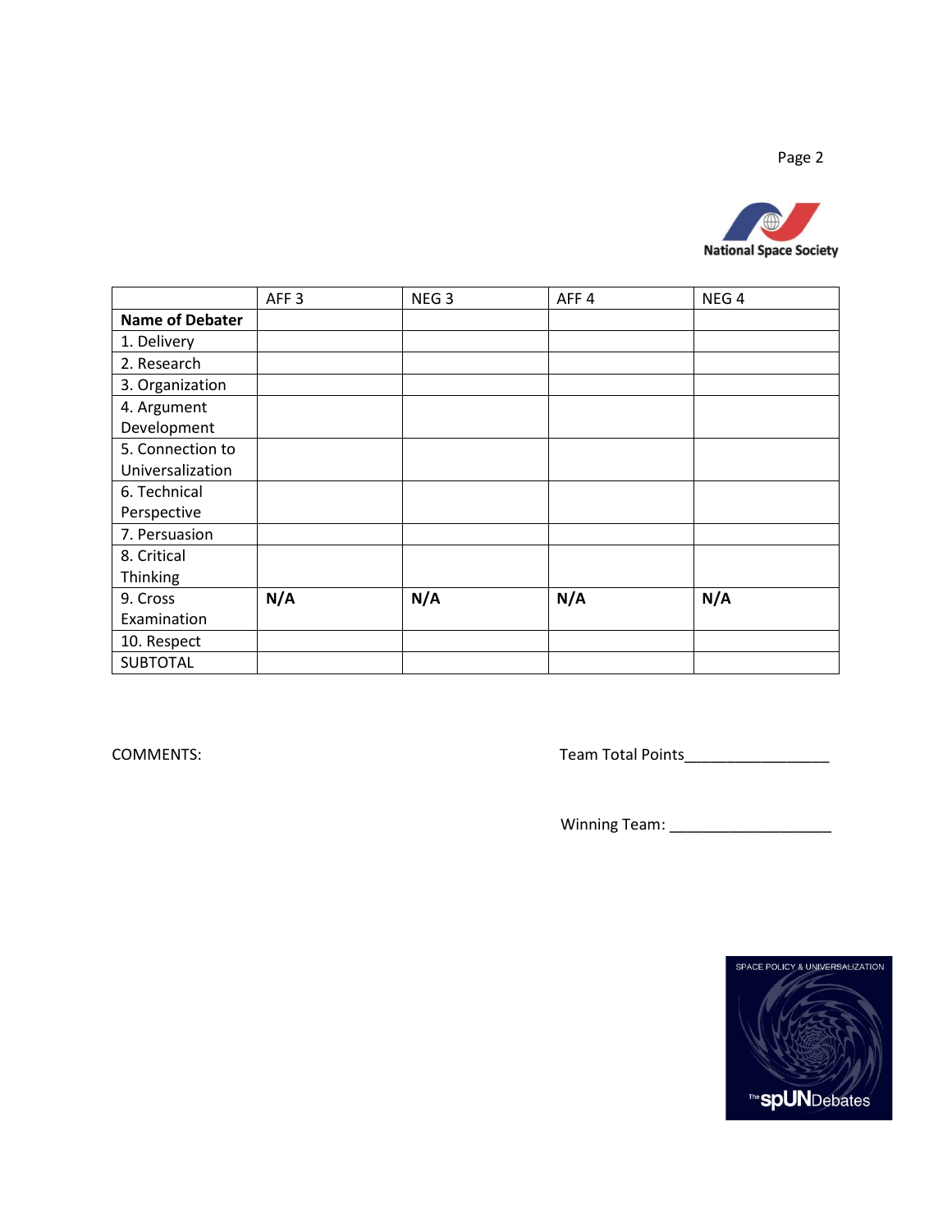| | AFF 3 | NEG 3 | AFF 4 | NEG 4 |
|---|---|---|---|---|
| **Name of Debater** | | | | |
| 1. Delivery | | | | |
| 2. Research | | | | |
| 3. Organization | | | | |
| 4. Argument Development | | | | |
| 5. Connection to Universalization | | | | |
| 6. Technical Perspective | | | | |
| 7. Persuasion | | | | |
| 8. Critical Thinking | | | | |
| 9. Cross Examination | **N/A** | **N/A** | **N/A** | **N/A** |
| 10. Respect | | | | |
| SUBTOTAL | | | | |

COMMENTS:

Team Total Points_________________

Winning Team: ___________________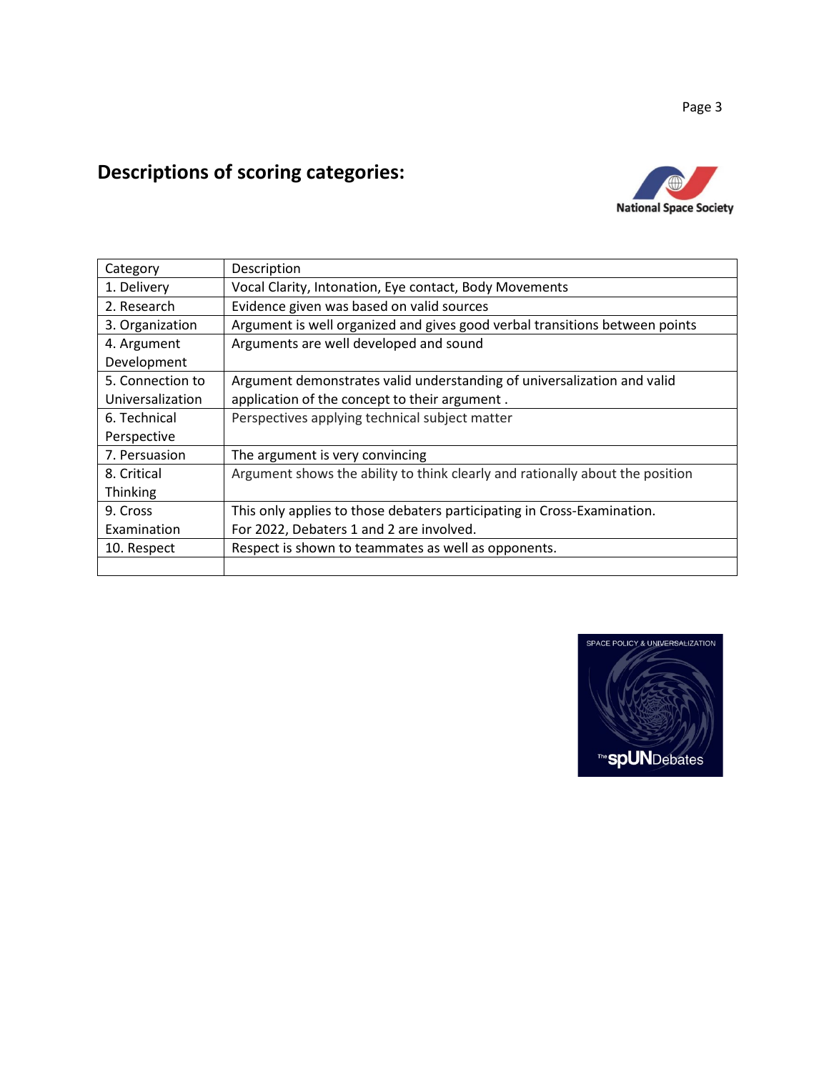## Descriptions of scoring categories:

| Category | Description |
|---|---|
| 1. Delivery | Vocal Clarity, Intonation, Eye contact, Body Movements |
| 2. Research | Evidence given was based on valid sources |
| 3. Organization | Argument is well organized and gives good verbal transitions between points |
| 4. Argument Development | Arguments are well developed and sound |
| 5. Connection to Universalization | Argument demonstrates valid understanding of universalization and valid application of the concept to their argument . |
| 6. Technical Perspective | Perspectives applying technical subject matter |
| 7. Persuasion | The argument is very convincing |
| 8. Critical Thinking | Argument shows the ability to think clearly and rationally about the position |
| 9. Cross Examination | This only applies to those debaters participating in Cross-Examination. For 2022, Debaters 1 and 2 are involved. |
| 10. Respect | Respect is shown to teammates as well as opponents. |
| | |